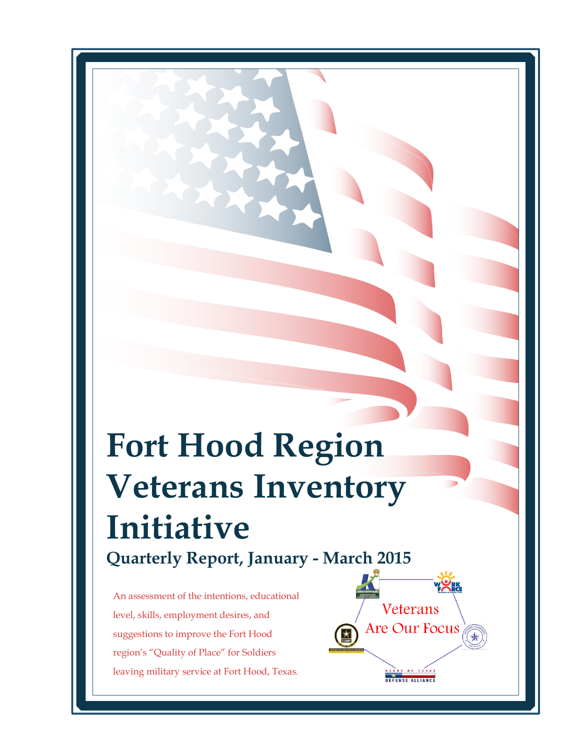# Fort Hood Region Veterans Inventory Initiative

## Quarterly Report, January - March 2015

An assessment of the intentions, educational level, skills, employment desires, and suggestions to improve the Fort Hood region's "Quality of Place" for Soldiers leaving military service at Fort Hood, Texas.

Veterans Are Our Focus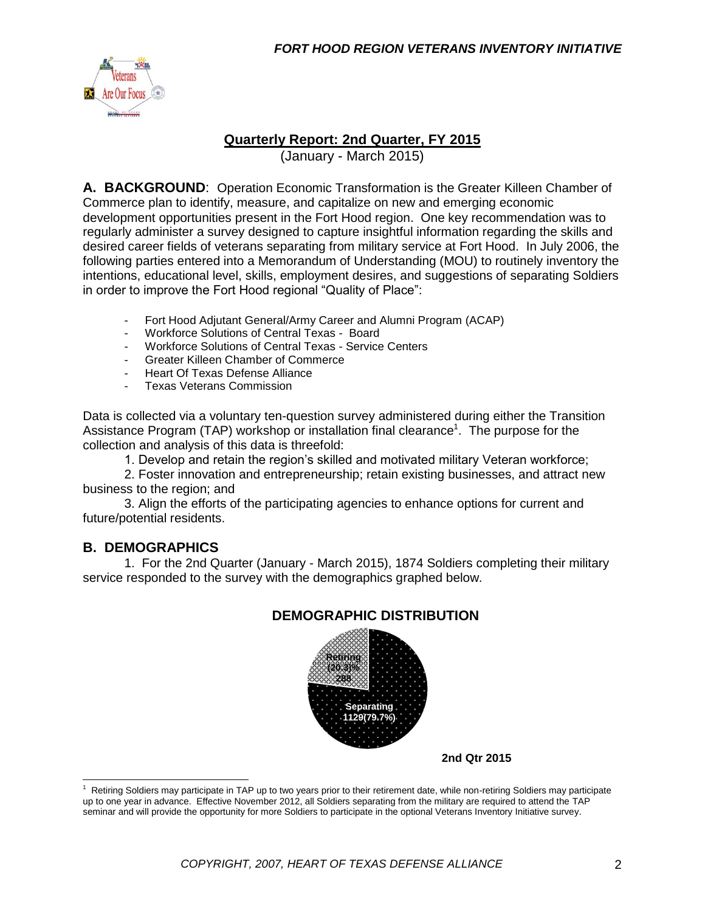## Quarterly Report: 2nd Quarter, FY 2015

(January - March 2015)

**A. BACKGROUND**: Operation Economic Transformation is the Greater Killeen Chamber of Commerce plan to identify, measure, and capitalize on new and emerging economic development opportunities present in the Fort Hood region. One key recommendation was to regularly administer a survey designed to capture insightful information regarding the skills and desired career fields of veterans separating from military service at Fort Hood. In July 2006, the following parties entered into a Memorandum of Understanding (MOU) to routinely inventory the intentions, educational level, skills, employment desires, and suggestions of separating Soldiers in order to improve the Fort Hood regional "Quality of Place":

- Fort Hood Adjutant General/Army Career and Alumni Program (ACAP)
- Workforce Solutions of Central Texas - Board
- Workforce Solutions of Central Texas - Service Centers
- Greater Killeen Chamber of Commerce
- Heart Of Texas Defense Alliance
- Texas Veterans Commission

Data is collected via a voluntary ten-question survey administered during either the Transition Assistance Program (TAP) workshop or installation final clearance[1]. The purpose for the collection and analysis of this data is threefold:

1. Develop and retain the region's skilled and motivated military Veteran workforce;
2. Foster innovation and entrepreneurship; retain existing businesses, and attract new business to the region; and
3. Align the efforts of the participating agencies to enhance options for current and future/potential residents.

### B. DEMOGRAPHICS

1. For the 2nd Quarter (January - March 2015), 1874 Soldiers completing their military service responded to the survey with the demographics graphed below.

**DEMOGRAPHIC DISTRIBUTION**

Retiring (20.3)% 288

Separating 1129(79.7%)

**2nd Qtr 2015**

[1] Retiring Soldiers may participate in TAP up to two years prior to their retirement date, while non-retiring Soldiers may participate up to one year in advance. Effective November 2012, all Soldiers separating from the military are required to attend the TAP seminar and will provide the opportunity for more Soldiers to participate in the optional Veterans Inventory Initiative survey.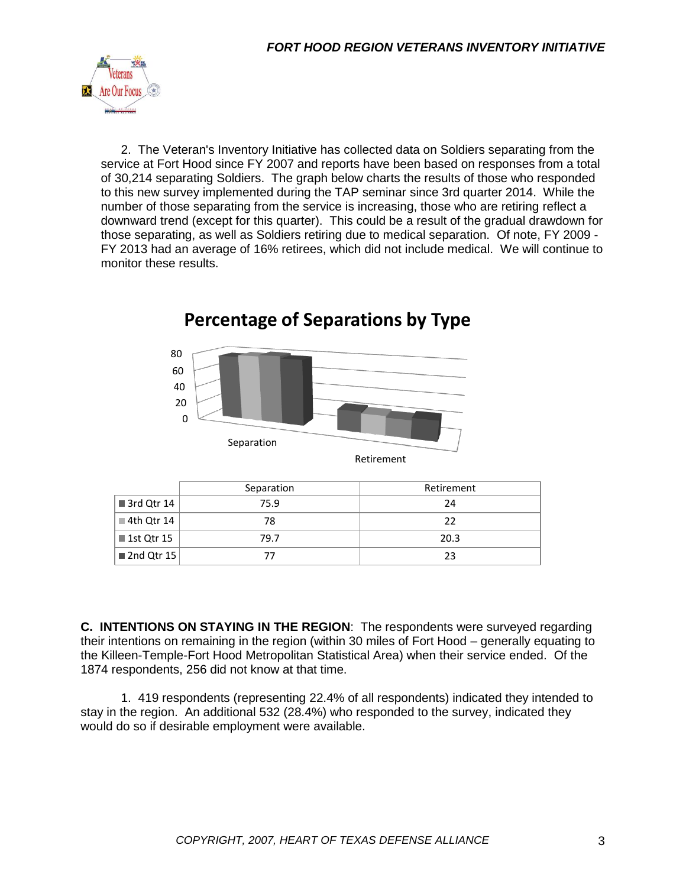2. The Veteran's Inventory Initiative has collected data on Soldiers separating from the service at Fort Hood since FY 2007 and reports have been based on responses from a total of 30,214 separating Soldiers. The graph below charts the results of those who responded to this new survey implemented during the TAP seminar since 3rd quarter 2014. While the number of those separating from the service is increasing, those who are retiring reflect a downward trend (except for this quarter). This could be a result of the gradual drawdown for those separating, as well as Soldiers retiring due to medical separation. Of note, FY 2009 - FY 2013 had an average of 16% retirees, which did not include medical. We will continue to monitor these results.

**Percentage of Separations by Type**

| | Separation | Retirement |
|---|---|---|
| 3rd Qtr 14 | 75.9 | 24 |
| 4th Qtr 14 | 78 | 22 |
| 1st Qtr 15 | 79.7 | 20.3 |
| 2nd Qtr 15 | 77 | 23 |

**C. INTENTIONS ON STAYING IN THE REGION**: The respondents were surveyed regarding their intentions on remaining in the region (within 30 miles of Fort Hood – generally equating to the Killeen-Temple-Fort Hood Metropolitan Statistical Area) when their service ended. Of the 1874 respondents, 256 did not know at that time.

1. 419 respondents (representing 22.4% of all respondents) indicated they intended to stay in the region. An additional 532 (28.4%) who responded to the survey, indicated they would do so if desirable employment were available.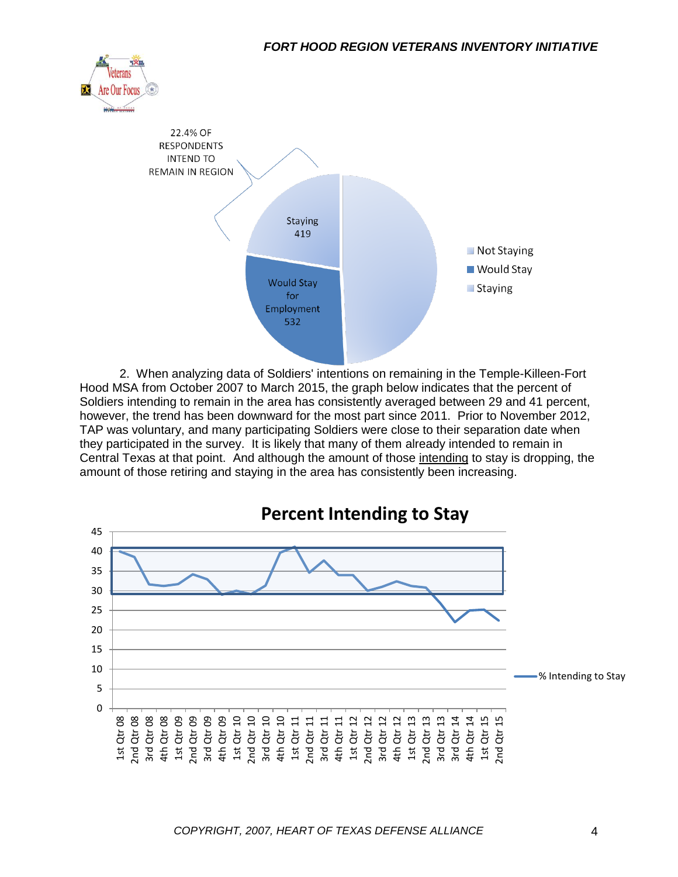22.4% OF RESPONDENTS INTEND TO REMAIN IN REGION

Staying 419

Would Stay for Employment 532

- Not Staying
- Would Stay
- Staying

2. When analyzing data of Soldiers' intentions on remaining in the Temple-Killeen-Fort Hood MSA from October 2007 to March 2015, the graph below indicates that the percent of Soldiers intending to remain in the area has consistently averaged between 29 and 41 percent, however, the trend has been downward for the most part since 2011. Prior to November 2012, TAP was voluntary, and many participating Soldiers were close to their separation date when they participated in the survey. It is likely that many of them already intended to remain in Central Texas at that point. And although the amount of those intending to stay is dropping, the amount of those retiring and staying in the area has consistently been increasing.

**Percent Intending to Stay**

— % Intending to Stay

Y-axis: 0, 5, 10, 15, 20, 25, 30, 35, 40, 45

X-axis: 1st Qtr 08, 2nd Qtr 08, 3rd Qtr 08, 4th Qtr 08, 1st Qtr 09, 2nd Qtr 09, 3rd Qtr 09, 4th Qtr 09, 1st Qtr 10, 2nd Qtr 10, 3rd Qtr 10, 4th Qtr 10, 1st Qtr 11, 2nd Qtr 11, 3rd Qtr 11, 4th Qtr 11, 1st Qtr 12, 2nd Qtr 12, 3rd Qtr 12, 4th Qtr 12, 1st Qtr 13, 2nd Qtr 13, 3rd Qtr 13, 3rd Qtr 14, 4th Qtr 14, 1st Qtr 15, 2nd Qtr 15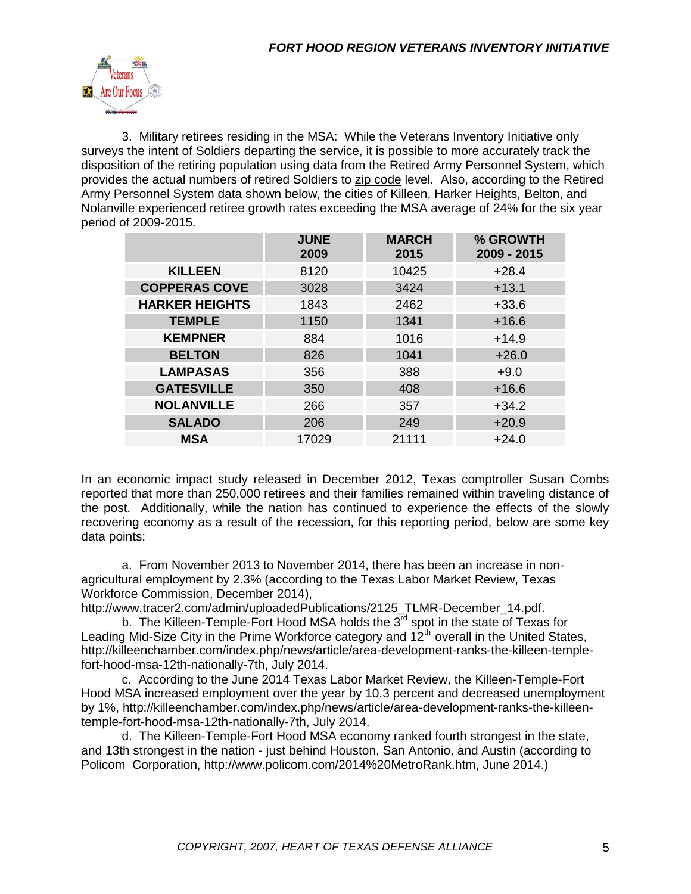3. Military retirees residing in the MSA: While the Veterans Inventory Initiative only surveys the intent of Soldiers departing the service, it is possible to more accurately track the disposition of the retiring population using data from the Retired Army Personnel System, which provides the actual numbers of retired Soldiers to zip code level. Also, according to the Retired Army Personnel System data shown below, the cities of Killeen, Harker Heights, Belton, and Nolanville experienced retiree growth rates exceeding the MSA average of 24% for the six year period of 2009-2015.

| | JUNE 2009 | MARCH 2015 | % GROWTH 2009 - 2015 |
|---|---|---|---|
| **KILLEEN** | 8120 | 10425 | +28.4 |
| **COPPERAS COVE** | 3028 | 3424 | +13.1 |
| **HARKER HEIGHTS** | 1843 | 2462 | +33.6 |
| **TEMPLE** | 1150 | 1341 | +16.6 |
| **KEMPNER** | 884 | 1016 | +14.9 |
| **BELTON** | 826 | 1041 | +26.0 |
| **LAMPASAS** | 356 | 388 | +9.0 |
| **GATESVILLE** | 350 | 408 | +16.6 |
| **NOLANVILLE** | 266 | 357 | +34.2 |
| **SALADO** | 206 | 249 | +20.9 |
| **MSA** | 17029 | 21111 | +24.0 |

In an economic impact study released in December 2012, Texas comptroller Susan Combs reported that more than 250,000 retirees and their families remained within traveling distance of the post. Additionally, while the nation has continued to experience the effects of the slowly recovering economy as a result of the recession, for this reporting period, below are some key data points:

a. From November 2013 to November 2014, there has been an increase in non-agricultural employment by 2.3% (according to the Texas Labor Market Review, Texas Workforce Commission, December 2014), http://www.tracer2.com/admin/uploadedPublications/2125_TLMR-December_14.pdf.

b. The Killeen-Temple-Fort Hood MSA holds the 3rd spot in the state of Texas for Leading Mid-Size City in the Prime Workforce category and 12th overall in the United States, http://killeenchamber.com/index.php/news/article/area-development-ranks-the-killeen-temple-fort-hood-msa-12th-nationally-7th, July 2014.

c. According to the June 2014 Texas Labor Market Review, the Killeen-Temple-Fort Hood MSA increased employment over the year by 10.3 percent and decreased unemployment by 1%, http://killeenchamber.com/index.php/news/article/area-development-ranks-the-killeen-temple-fort-hood-msa-12th-nationally-7th, July 2014.

d. The Killeen-Temple-Fort Hood MSA economy ranked fourth strongest in the state, and 13th strongest in the nation - just behind Houston, San Antonio, and Austin (according to Policom Corporation, http://www.policom.com/2014%20MetroRank.htm, June 2014.)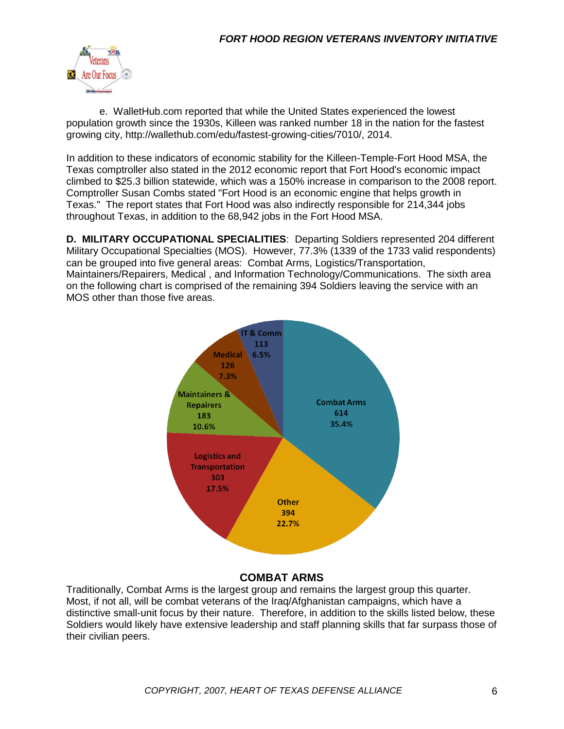e. WalletHub.com reported that while the United States experienced the lowest population growth since the 1930s, Killeen was ranked number 18 in the nation for the fastest growing city, http://wallethub.com/edu/fastest-growing-cities/7010/, 2014.

In addition to these indicators of economic stability for the Killeen-Temple-Fort Hood MSA, the Texas comptroller also stated in the 2012 economic report that Fort Hood's economic impact climbed to $25.3 billion statewide, which was a 150% increase in comparison to the 2008 report. Comptroller Susan Combs stated "Fort Hood is an economic engine that helps growth in Texas." The report states that Fort Hood was also indirectly responsible for 214,344 jobs throughout Texas, in addition to the 68,942 jobs in the Fort Hood MSA.

**D. MILITARY OCCUPATIONAL SPECIALITIES**: Departing Soldiers represented 204 different Military Occupational Specialties (MOS). However, 77.3% (1339 of the 1733 valid respondents) can be grouped into five general areas: Combat Arms, Logistics/Transportation, Maintainers/Repairers, Medical , and Information Technology/Communications. The sixth area on the following chart is comprised of the remaining 394 Soldiers leaving the service with an MOS other than those five areas.

| Category | Count | Percent |
|---|---|---|
| Combat Arms | 614 | 35.4% |
| Other | 394 | 22.7% |
| Logistics and Transportation | 303 | 17.5% |
| Maintainers & Repairers | 183 | 10.6% |
| Medical | 126 | 7.3% |
| IT & Comm | 113 | 6.5% |

## COMBAT ARMS

Traditionally, Combat Arms is the largest group and remains the largest group this quarter. Most, if not all, will be combat veterans of the Iraq/Afghanistan campaigns, which have a distinctive small-unit focus by their nature. Therefore, in addition to the skills listed below, these Soldiers would likely have extensive leadership and staff planning skills that far surpass those of their civilian peers.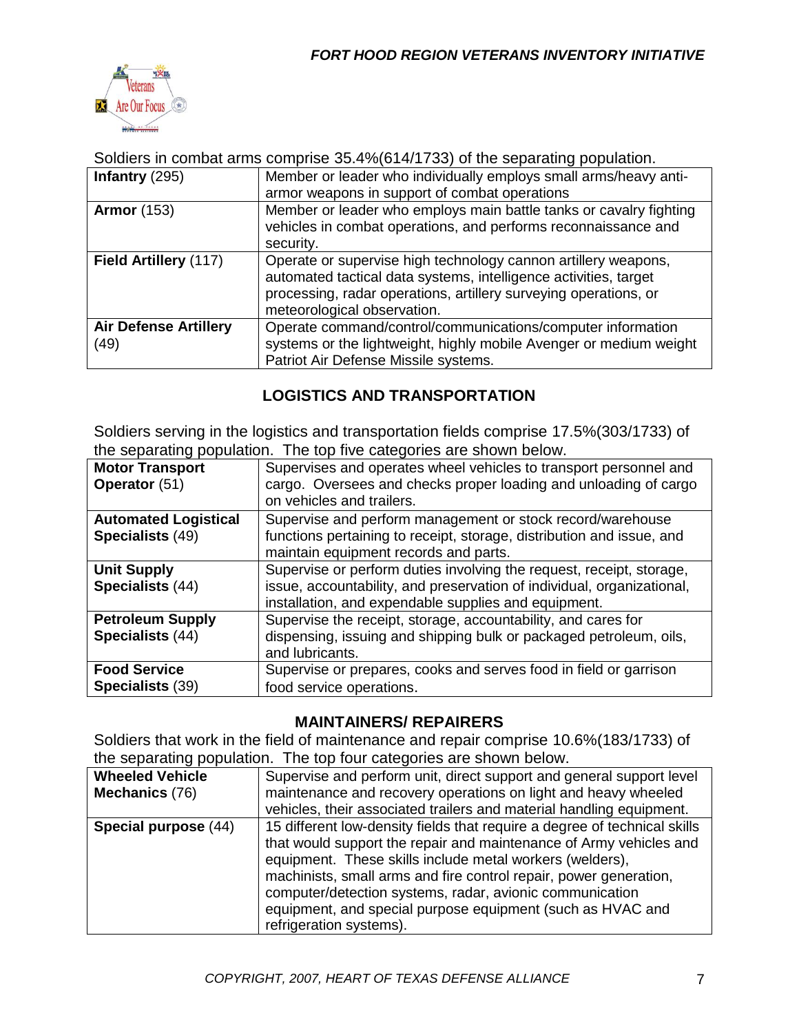Soldiers in combat arms comprise 35.4%(614/1733) of the separating population.

| | |
|---|---|
| **Infantry** (295) | Member or leader who individually employs small arms/heavy anti-armor weapons in support of combat operations |
| **Armor** (153) | Member or leader who employs main battle tanks or cavalry fighting vehicles in combat operations, and performs reconnaissance and security. |
| **Field Artillery** (117) | Operate or supervise high technology cannon artillery weapons, automated tactical data systems, intelligence activities, target processing, radar operations, artillery surveying operations, or meteorological observation. |
| **Air Defense Artillery** (49) | Operate command/control/communications/computer information systems or the lightweight, highly mobile Avenger or medium weight Patriot Air Defense Missile systems. |

## LOGISTICS AND TRANSPORTATION

Soldiers serving in the logistics and transportation fields comprise 17.5%(303/1733) of the separating population. The top five categories are shown below.

| | |
|---|---|
| **Motor Transport Operator** (51) | Supervises and operates wheel vehicles to transport personnel and cargo. Oversees and checks proper loading and unloading of cargo on vehicles and trailers. |
| **Automated Logistical Specialists** (49) | Supervise and perform management or stock record/warehouse functions pertaining to receipt, storage, distribution and issue, and maintain equipment records and parts. |
| **Unit Supply Specialists** (44) | Supervise or perform duties involving the request, receipt, storage, issue, accountability, and preservation of individual, organizational, installation, and expendable supplies and equipment. |
| **Petroleum Supply Specialists** (44) | Supervise the receipt, storage, accountability, and cares for dispensing, issuing and shipping bulk or packaged petroleum, oils, and lubricants. |
| **Food Service Specialists** (39) | Supervise or prepares, cooks and serves food in field or garrison food service operations. |

## MAINTAINERS/ REPAIRERS

Soldiers that work in the field of maintenance and repair comprise 10.6%(183/1733) of the separating population. The top four categories are shown below.

| | |
|---|---|
| **Wheeled Vehicle Mechanics** (76) | Supervise and perform unit, direct support and general support level maintenance and recovery operations on light and heavy wheeled vehicles, their associated trailers and material handling equipment. |
| **Special purpose** (44) | 15 different low-density fields that require a degree of technical skills that would support the repair and maintenance of Army vehicles and equipment. These skills include metal workers (welders), machinists, small arms and fire control repair, power generation, computer/detection systems, radar, avionic communication equipment, and special purpose equipment (such as HVAC and refrigeration systems). |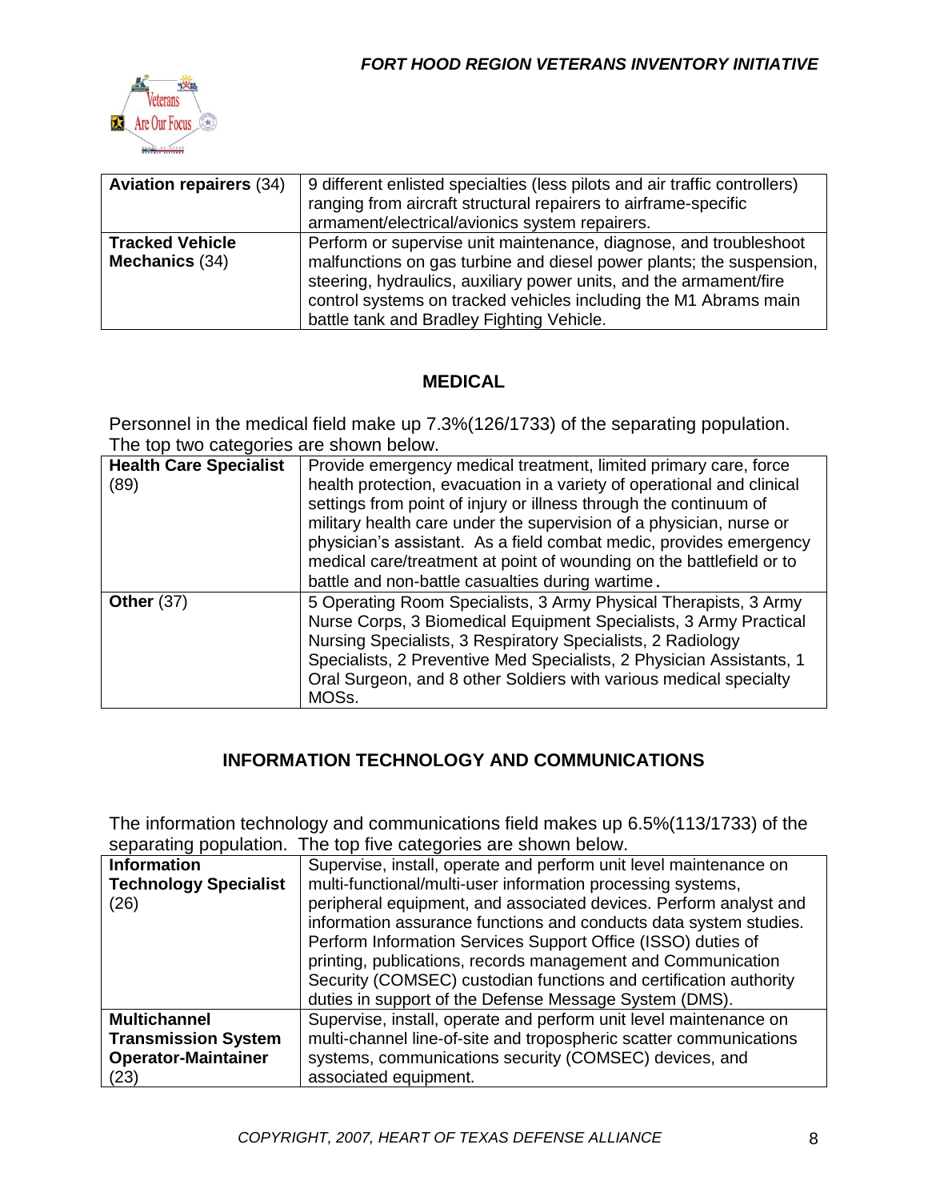| Aviation repairers (34) | 9 different enlisted specialties (less pilots and air traffic controllers) ranging from aircraft structural repairers to airframe-specific armament/electrical/avionics system repairers. |
|---|---|
| **Tracked Vehicle Mechanics** (34) | Perform or supervise unit maintenance, diagnose, and troubleshoot malfunctions on gas turbine and diesel power plants; the suspension, steering, hydraulics, auxiliary power units, and the armament/fire control systems on tracked vehicles including the M1 Abrams main battle tank and Bradley Fighting Vehicle. |

## MEDICAL

Personnel in the medical field make up 7.3%(126/1733) of the separating population. The top two categories are shown below.

| Health Care Specialist (89) | Provide emergency medical treatment, limited primary care, force health protection, evacuation in a variety of operational and clinical settings from point of injury or illness through the continuum of military health care under the supervision of a physician, nurse or physician's assistant. As a field combat medic, provides emergency medical care/treatment at point of wounding on the battlefield or to battle and non-battle casualties during wartime. |
|---|---|
| **Other** (37) | 5 Operating Room Specialists, 3 Army Physical Therapists, 3 Army Nurse Corps, 3 Biomedical Equipment Specialists, 3 Army Practical Nursing Specialists, 3 Respiratory Specialists, 2 Radiology Specialists, 2 Preventive Med Specialists, 2 Physician Assistants, 1 Oral Surgeon, and 8 other Soldiers with various medical specialty MOSs. |

## INFORMATION TECHNOLOGY AND COMMUNICATIONS

The information technology and communications field makes up 6.5%(113/1733) of the separating population. The top five categories are shown below.

| Information Technology Specialist (26) | Supervise, install, operate and perform unit level maintenance on multi-functional/multi-user information processing systems, peripheral equipment, and associated devices. Perform analyst and information assurance functions and conducts data system studies. Perform Information Services Support Office (ISSO) duties of printing, publications, records management and Communication Security (COMSEC) custodian functions and certification authority duties in support of the Defense Message System (DMS). |
|---|---|
| **Multichannel Transmission System Operator-Maintainer** (23) | Supervise, install, operate and perform unit level maintenance on multi-channel line-of-site and tropospheric scatter communications systems, communications security (COMSEC) devices, and associated equipment. |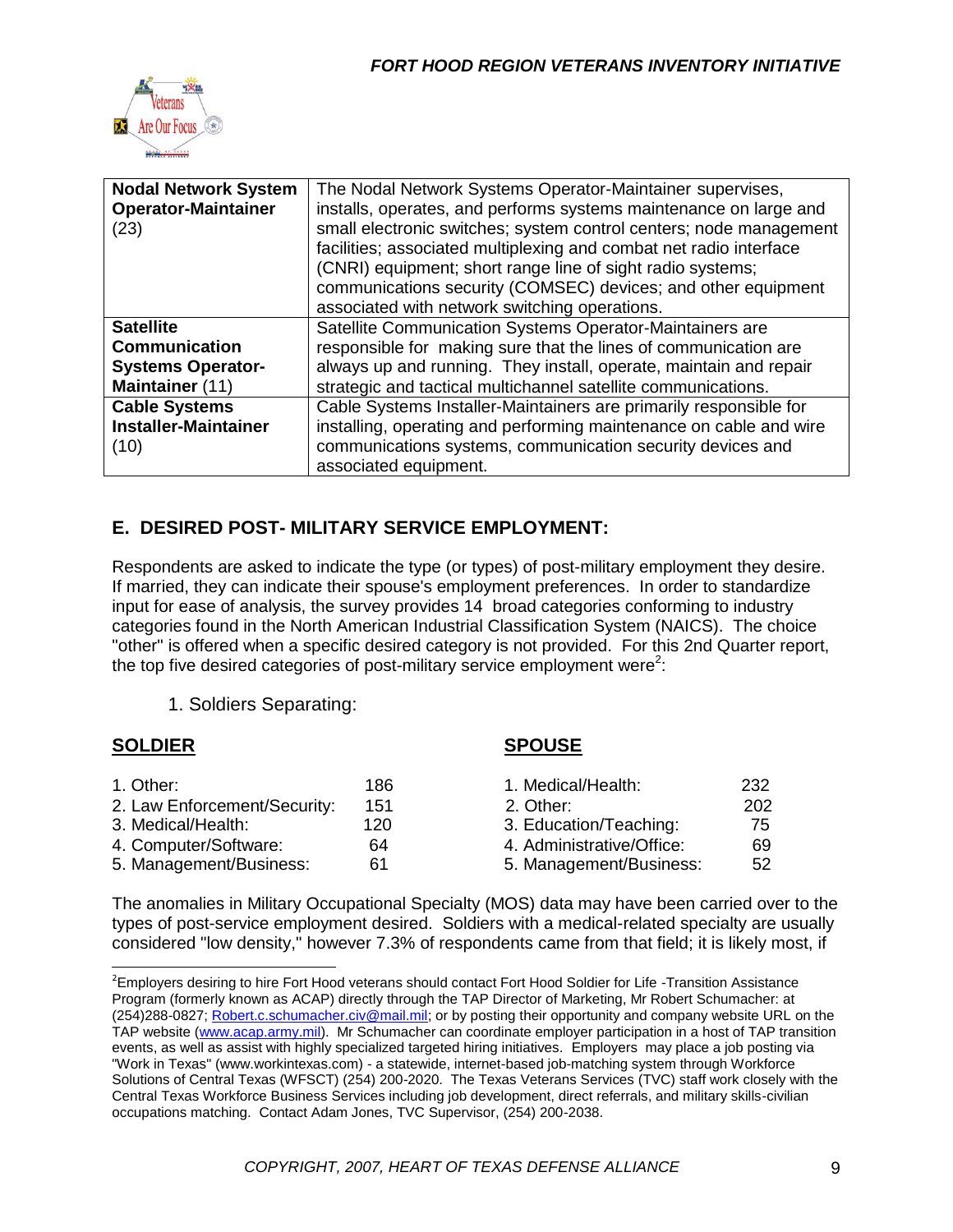| | |
|---|---|
| **Nodal Network System Operator-Maintainer** (23) | The Nodal Network Systems Operator-Maintainer supervises, installs, operates, and performs systems maintenance on large and small electronic switches; system control centers; node management facilities; associated multiplexing and combat net radio interface (CNRI) equipment; short range line of sight radio systems; communications security (COMSEC) devices; and other equipment associated with network switching operations. |
| **Satellite Communication Systems Operator-Maintainer** (11) | Satellite Communication Systems Operator-Maintainers are responsible for making sure that the lines of communication are always up and running. They install, operate, maintain and repair strategic and tactical multichannel satellite communications. |
| **Cable Systems Installer-Maintainer** (10) | Cable Systems Installer-Maintainers are primarily responsible for installing, operating and performing maintenance on cable and wire communications systems, communication security devices and associated equipment. |

## E. DESIRED POST- MILITARY SERVICE EMPLOYMENT:

Respondents are asked to indicate the type (or types) of post-military employment they desire. If married, they can indicate their spouse's employment preferences. In order to standardize input for ease of analysis, the survey provides 14 broad categories conforming to industry categories found in the North American Industrial Classification System (NAICS). The choice "other" is offered when a specific desired category is not provided. For this 2nd Quarter report, the top five desired categories of post-military service employment were[2]:

1. Soldiers Separating:

**SOLDIER**

| | |
|---|---|
| 1. Other: | 186 |
| 2. Law Enforcement/Security: | 151 |
| 3. Medical/Health: | 120 |
| 4. Computer/Software: | 64 |
| 5. Management/Business: | 61 |

**SPOUSE**

| | |
|---|---|
| 1. Medical/Health: | 232 |
| 2. Other: | 202 |
| 3. Education/Teaching: | 75 |
| 4. Administrative/Office: | 69 |
| 5. Management/Business: | 52 |

The anomalies in Military Occupational Specialty (MOS) data may have been carried over to the types of post-service employment desired. Soldiers with a medical-related specialty are usually considered "low density," however 7.3% of respondents came from that field; it is likely most, if

[2]Employers desiring to hire Fort Hood veterans should contact Fort Hood Soldier for Life -Transition Assistance Program (formerly known as ACAP) directly through the TAP Director of Marketing, Mr Robert Schumacher: at (254)288-0827; Robert.c.schumacher.civ@mail.mil; or by posting their opportunity and company website URL on the TAP website (www.acap.army.mil). Mr Schumacher can coordinate employer participation in a host of TAP transition events, as well as assist with highly specialized targeted hiring initiatives. Employers may place a job posting via "Work in Texas" (www.workintexas.com) - a statewide, internet-based job-matching system through Workforce Solutions of Central Texas (WFSCT) (254) 200-2020. The Texas Veterans Services (TVC) staff work closely with the Central Texas Workforce Business Services including job development, direct referrals, and military skills-civilian occupations matching. Contact Adam Jones, TVC Supervisor, (254) 200-2038.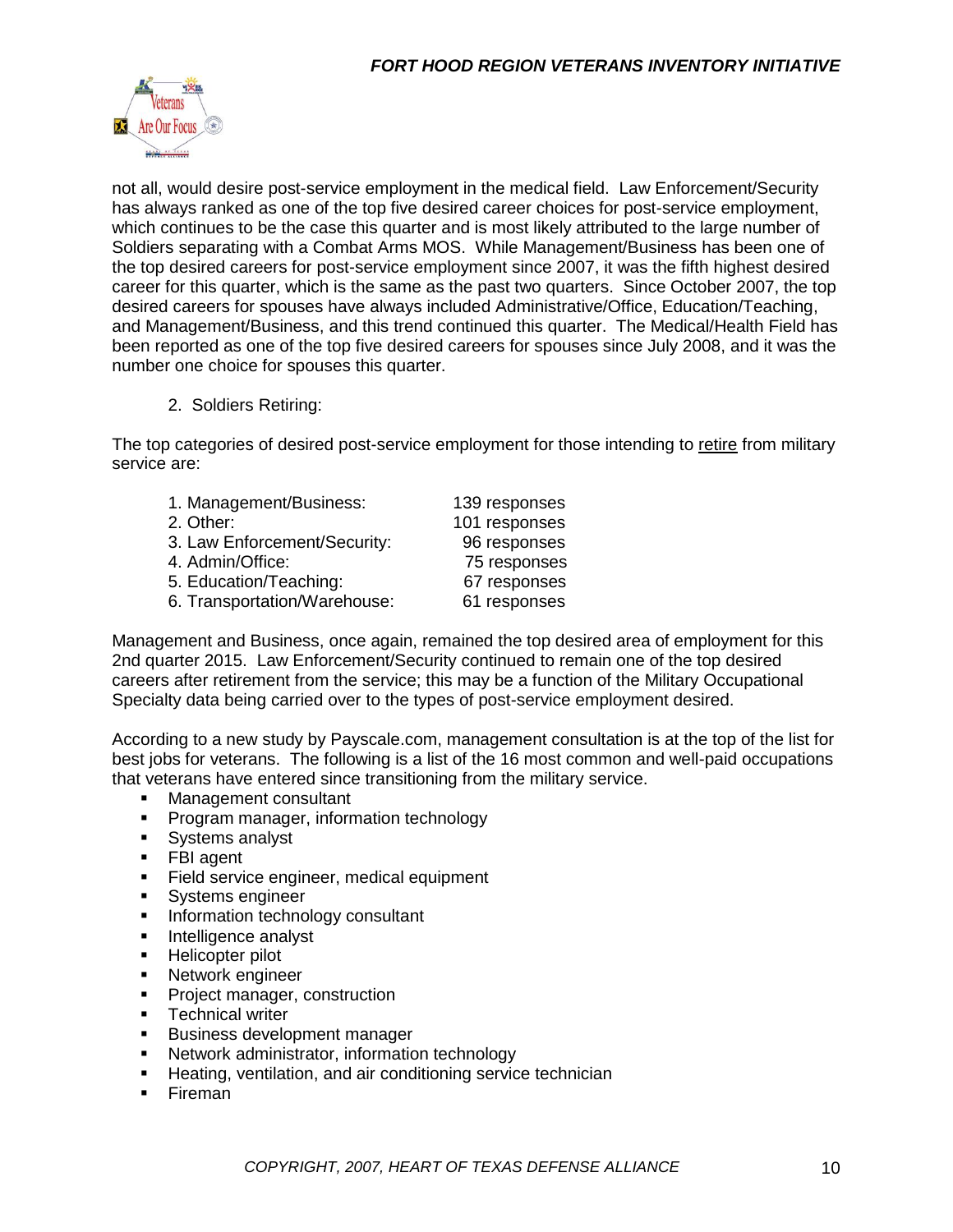not all, would desire post-service employment in the medical field. Law Enforcement/Security has always ranked as one of the top five desired career choices for post-service employment, which continues to be the case this quarter and is most likely attributed to the large number of Soldiers separating with a Combat Arms MOS. While Management/Business has been one of the top desired careers for post-service employment since 2007, it was the fifth highest desired career for this quarter, which is the same as the past two quarters. Since October 2007, the top desired careers for spouses have always included Administrative/Office, Education/Teaching, and Management/Business, and this trend continued this quarter. The Medical/Health Field has been reported as one of the top five desired careers for spouses since July 2008, and it was the number one choice for spouses this quarter.

2. Soldiers Retiring:

The top categories of desired post-service employment for those intending to <u>retire</u> from military service are:

| | |
|---|---|
| 1. Management/Business: | 139 responses |
| 2. Other: | 101 responses |
| 3. Law Enforcement/Security: | 96 responses |
| 4. Admin/Office: | 75 responses |
| 5. Education/Teaching: | 67 responses |
| 6. Transportation/Warehouse: | 61 responses |

Management and Business, once again, remained the top desired area of employment for this 2nd quarter 2015. Law Enforcement/Security continued to remain one of the top desired careers after retirement from the service; this may be a function of the Military Occupational Specialty data being carried over to the types of post-service employment desired.

According to a new study by Payscale.com, management consultation is at the top of the list for best jobs for veterans. The following is a list of the 16 most common and well-paid occupations that veterans have entered since transitioning from the military service.

- Management consultant
- Program manager, information technology
- Systems analyst
- FBI agent
- Field service engineer, medical equipment
- Systems engineer
- Information technology consultant
- Intelligence analyst
- Helicopter pilot
- Network engineer
- Project manager, construction
- Technical writer
- Business development manager
- Network administrator, information technology
- Heating, ventilation, and air conditioning service technician
- Fireman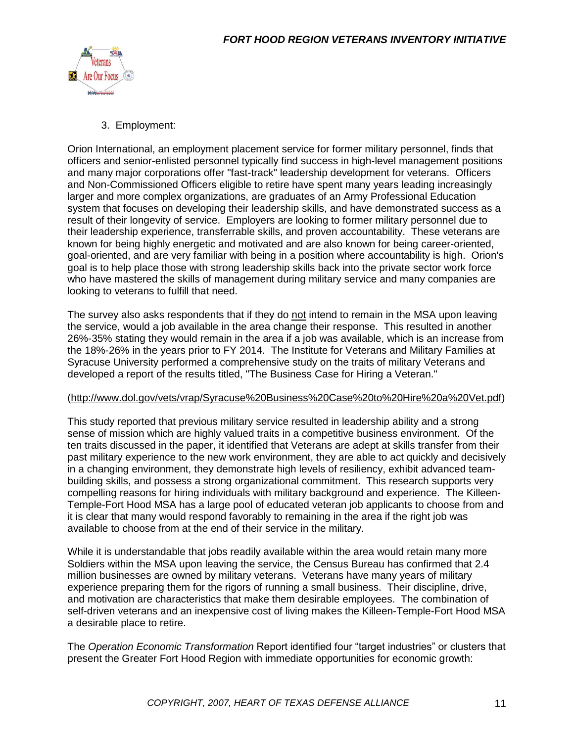3. Employment:

Orion International, an employment placement service for former military personnel, finds that officers and senior-enlisted personnel typically find success in high-level management positions and many major corporations offer "fast-track" leadership development for veterans. Officers and Non-Commissioned Officers eligible to retire have spent many years leading increasingly larger and more complex organizations, are graduates of an Army Professional Education system that focuses on developing their leadership skills, and have demonstrated success as a result of their longevity of service. Employers are looking to former military personnel due to their leadership experience, transferrable skills, and proven accountability. These veterans are known for being highly energetic and motivated and are also known for being career-oriented, goal-oriented, and are very familiar with being in a position where accountability is high. Orion's goal is to help place those with strong leadership skills back into the private sector work force who have mastered the skills of management during military service and many companies are looking to veterans to fulfill that need.

The survey also asks respondents that if they do <u>not</u> intend to remain in the MSA upon leaving the service, would a job available in the area change their response. This resulted in another 26%-35% stating they would remain in the area if a job was available, which is an increase from the 18%-26% in the years prior to FY 2014. The Institute for Veterans and Military Families at Syracuse University performed a comprehensive study on the traits of military Veterans and developed a report of the results titled, "The Business Case for Hiring a Veteran."

(http://www.dol.gov/vets/vrap/Syracuse%20Business%20Case%20to%20Hire%20a%20Vet.pdf)

This study reported that previous military service resulted in leadership ability and a strong sense of mission which are highly valued traits in a competitive business environment. Of the ten traits discussed in the paper, it identified that Veterans are adept at skills transfer from their past military experience to the new work environment, they are able to act quickly and decisively in a changing environment, they demonstrate high levels of resiliency, exhibit advanced team-building skills, and possess a strong organizational commitment. This research supports very compelling reasons for hiring individuals with military background and experience. The Killeen-Temple-Fort Hood MSA has a large pool of educated veteran job applicants to choose from and it is clear that many would respond favorably to remaining in the area if the right job was available to choose from at the end of their service in the military.

While it is understandable that jobs readily available within the area would retain many more Soldiers within the MSA upon leaving the service, the Census Bureau has confirmed that 2.4 million businesses are owned by military veterans. Veterans have many years of military experience preparing them for the rigors of running a small business. Their discipline, drive, and motivation are characteristics that make them desirable employees. The combination of self-driven veterans and an inexpensive cost of living makes the Killeen-Temple-Fort Hood MSA a desirable place to retire.

The *Operation Economic Transformation* Report identified four "target industries" or clusters that present the Greater Fort Hood Region with immediate opportunities for economic growth: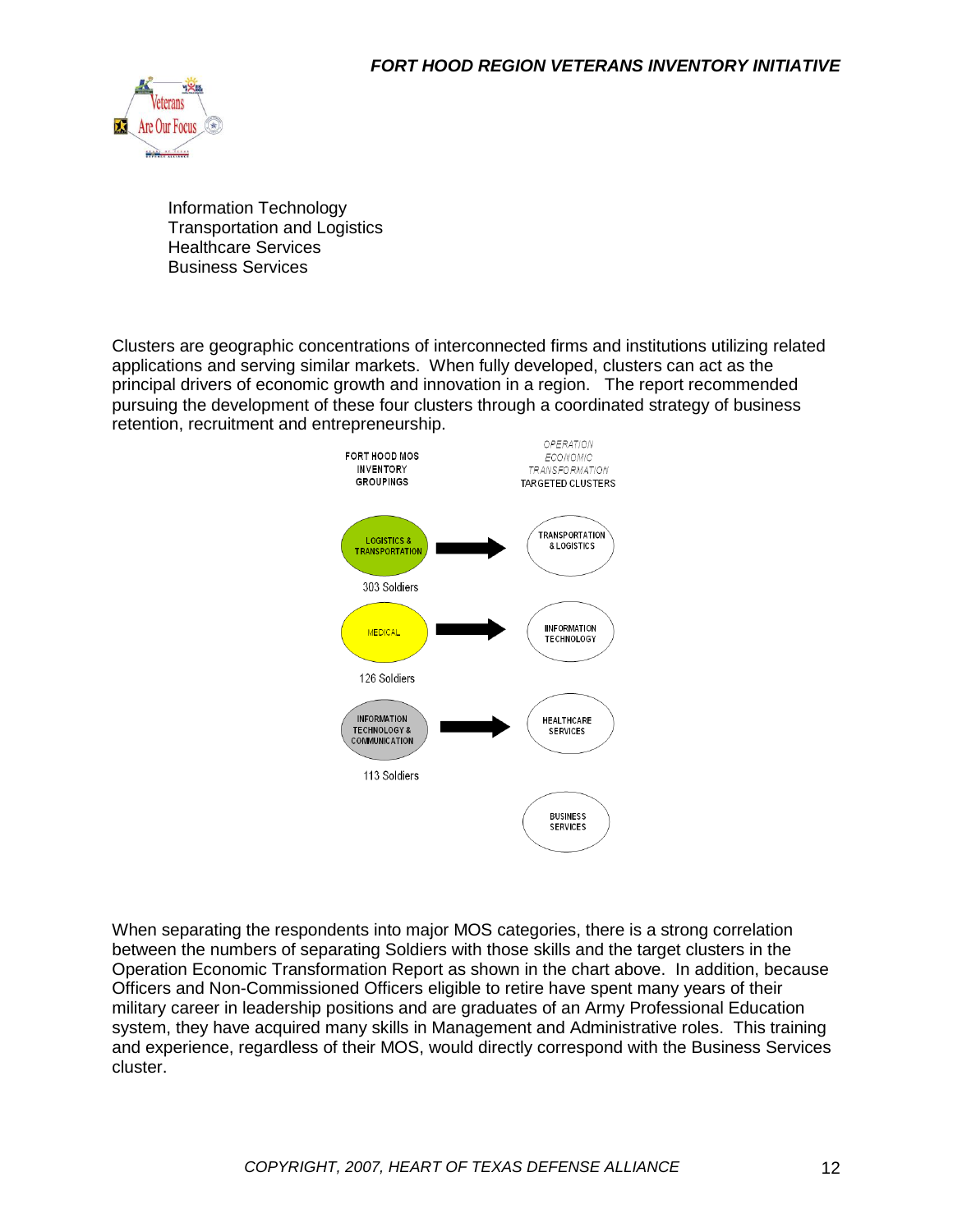Information Technology
Transportation and Logistics
Healthcare Services
Business Services

Clusters are geographic concentrations of interconnected firms and institutions utilizing related applications and serving similar markets. When fully developed, clusters can act as the principal drivers of economic growth and innovation in a region. The report recommended pursuing the development of these four clusters through a coordinated strategy of business retention, recruitment and entrepreneurship.

| FORT HOOD MOS INVENTORY GROUPINGS | | *OPERATION ECONOMIC TRANSFORMATION* TARGETED CLUSTERS |
|---|---|---|
| LOGISTICS & TRANSPORTATION (303 Soldiers) | → | TRANSPORTATION & LOGISTICS |
| MEDICAL (126 Soldiers) | → | INFORMATION TECHNOLOGY |
| INFORMATION TECHNOLOGY & COMMUNICATION (113 Soldiers) | → | HEALTHCARE SERVICES |
| | | BUSINESS SERVICES |

When separating the respondents into major MOS categories, there is a strong correlation between the numbers of separating Soldiers with those skills and the target clusters in the Operation Economic Transformation Report as shown in the chart above. In addition, because Officers and Non-Commissioned Officers eligible to retire have spent many years of their military career in leadership positions and are graduates of an Army Professional Education system, they have acquired many skills in Management and Administrative roles. This training and experience, regardless of their MOS, would directly correspond with the Business Services cluster.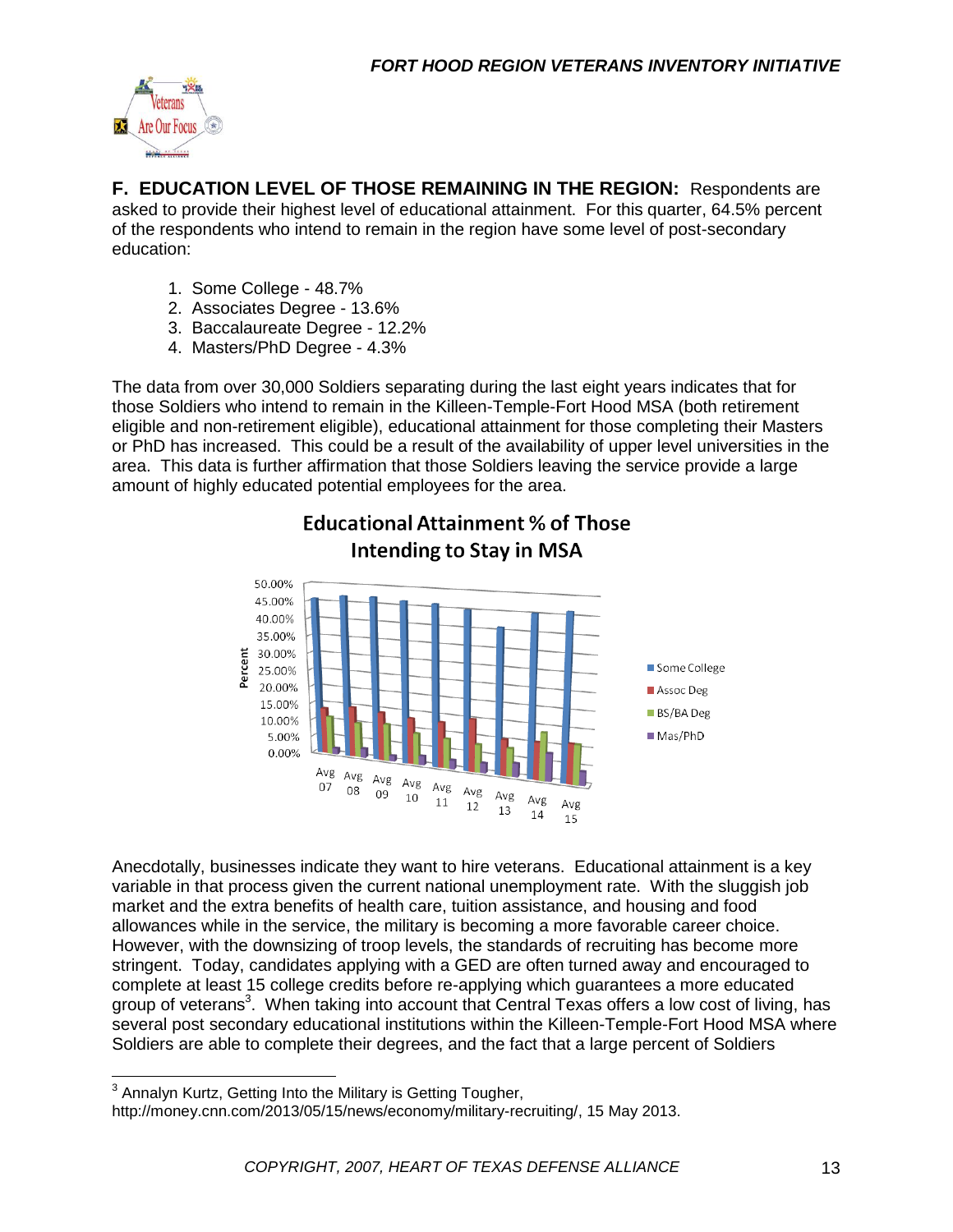## F. EDUCATION LEVEL OF THOSE REMAINING IN THE REGION:

**F. EDUCATION LEVEL OF THOSE REMAINING IN THE REGION:** Respondents are asked to provide their highest level of educational attainment. For this quarter, 64.5% percent of the respondents who intend to remain in the region have some level of post-secondary education:

1. Some College - 48.7%
2. Associates Degree - 13.6%
3. Baccalaureate Degree - 12.2%
4. Masters/PhD Degree - 4.3%

The data from over 30,000 Soldiers separating during the last eight years indicates that for those Soldiers who intend to remain in the Killeen-Temple-Fort Hood MSA (both retirement eligible and non-retirement eligible), educational attainment for those completing their Masters or PhD has increased. This could be a result of the availability of upper level universities in the area. This data is further affirmation that those Soldiers leaving the service provide a large amount of highly educated potential employees for the area.

**Educational Attainment % of Those Intending to Stay in MSA**

Percent: 50.00%, 45.00%, 40.00%, 35.00%, 30.00%, 25.00%, 20.00%, 15.00%, 10.00%, 5.00%, 0.00%

Avg 07, Avg 08, Avg 09, Avg 10, Avg 11, Avg 12, Avg 13, Avg 14, Avg 15

Some College; Assoc Deg; BS/BA Deg; Mas/PhD

Anecdotally, businesses indicate they want to hire veterans. Educational attainment is a key variable in that process given the current national unemployment rate. With the sluggish job market and the extra benefits of health care, tuition assistance, and housing and food allowances while in the service, the military is becoming a more favorable career choice. However, with the downsizing of troop levels, the standards of recruiting has become more stringent. Today, candidates applying with a GED are often turned away and encouraged to complete at least 15 college credits before re-applying which guarantees a more educated group of veterans[3]. When taking into account that Central Texas offers a low cost of living, has several post secondary educational institutions within the Killeen-Temple-Fort Hood MSA where Soldiers are able to complete their degrees, and the fact that a large percent of Soldiers

[3] Annalyn Kurtz, Getting Into the Military is Getting Tougher, http://money.cnn.com/2013/05/15/news/economy/military-recruiting/, 15 May 2013.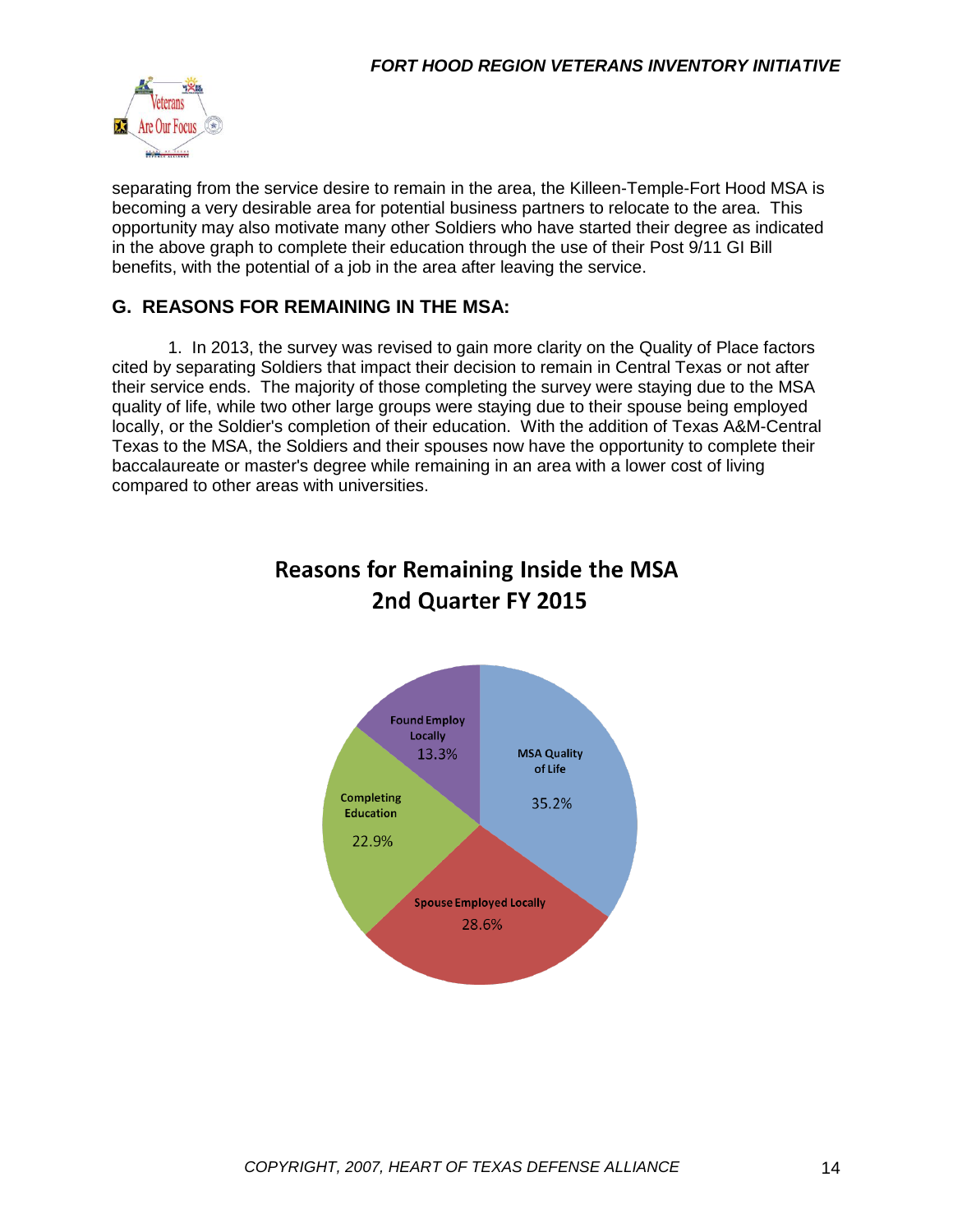separating from the service desire to remain in the area, the Killeen-Temple-Fort Hood MSA is becoming a very desirable area for potential business partners to relocate to the area. This opportunity may also motivate many other Soldiers who have started their degree as indicated in the above graph to complete their education through the use of their Post 9/11 GI Bill benefits, with the potential of a job in the area after leaving the service.

## G. REASONS FOR REMAINING IN THE MSA:

1. In 2013, the survey was revised to gain more clarity on the Quality of Place factors cited by separating Soldiers that impact their decision to remain in Central Texas or not after their service ends. The majority of those completing the survey were staying due to the MSA quality of life, while two other large groups were staying due to their spouse being employed locally, or the Soldier's completion of their education. With the addition of Texas A&M-Central Texas to the MSA, the Soldiers and their spouses now have the opportunity to complete their baccalaureate or master's degree while remaining in an area with a lower cost of living compared to other areas with universities.

**Reasons for Remaining Inside the MSA**
**2nd Quarter FY 2015**

| Reason | Percentage |
|---|---|
| MSA Quality of Life | 35.2% |
| Spouse Employed Locally | 28.6% |
| Completing Education | 22.9% |
| Found Employ Locally | 13.3% |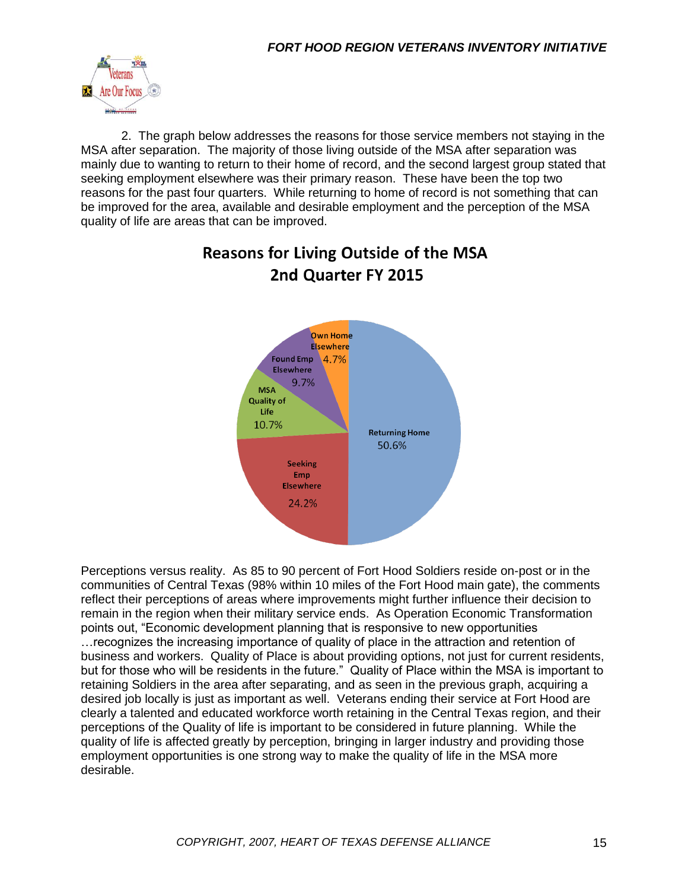2. The graph below addresses the reasons for those service members not staying in the MSA after separation. The majority of those living outside of the MSA after separation was mainly due to wanting to return to their home of record, and the second largest group stated that seeking employment elsewhere was their primary reason. These have been the top two reasons for the past four quarters. While returning to home of record is not something that can be improved for the area, available and desirable employment and the perception of the MSA quality of life are areas that can be improved.

**Reasons for Living Outside of the MSA**
**2nd Quarter FY 2015**

| Reason | Percentage |
|---|---|
| Returning Home | 50.6% |
| Seeking Emp Elsewhere | 24.2% |
| MSA Quality of Life | 10.7% |
| Found Emp Elsewhere | 9.7% |
| Own Home Elsewhere | 4.7% |

Perceptions versus reality. As 85 to 90 percent of Fort Hood Soldiers reside on-post or in the communities of Central Texas (98% within 10 miles of the Fort Hood main gate), the comments reflect their perceptions of areas where improvements might further influence their decision to remain in the region when their military service ends. As Operation Economic Transformation points out, "Economic development planning that is responsive to new opportunities …recognizes the increasing importance of quality of place in the attraction and retention of business and workers. Quality of Place is about providing options, not just for current residents, but for those who will be residents in the future." Quality of Place within the MSA is important to retaining Soldiers in the area after separating, and as seen in the previous graph, acquiring a desired job locally is just as important as well. Veterans ending their service at Fort Hood are clearly a talented and educated workforce worth retaining in the Central Texas region, and their perceptions of the Quality of life is important to be considered in future planning. While the quality of life is affected greatly by perception, bringing in larger industry and providing those employment opportunities is one strong way to make the quality of life in the MSA more desirable.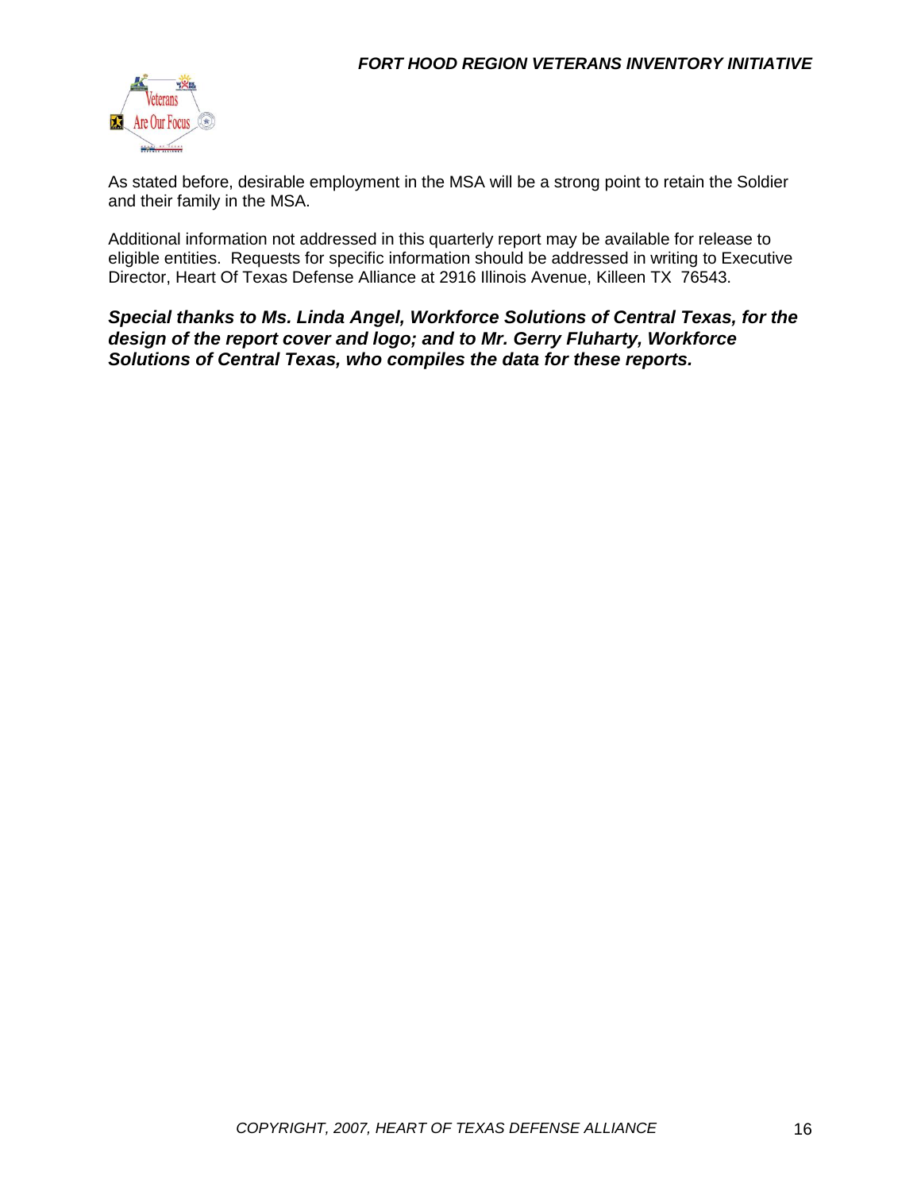As stated before, desirable employment in the MSA will be a strong point to retain the Soldier and their family in the MSA.

Additional information not addressed in this quarterly report may be available for release to eligible entities. Requests for specific information should be addressed in writing to Executive Director, Heart Of Texas Defense Alliance at 2916 Illinois Avenue, Killeen TX 76543.

***Special thanks to Ms. Linda Angel, Workforce Solutions of Central Texas, for the design of the report cover and logo; and to Mr. Gerry Fluharty, Workforce Solutions of Central Texas, who compiles the data for these reports.***